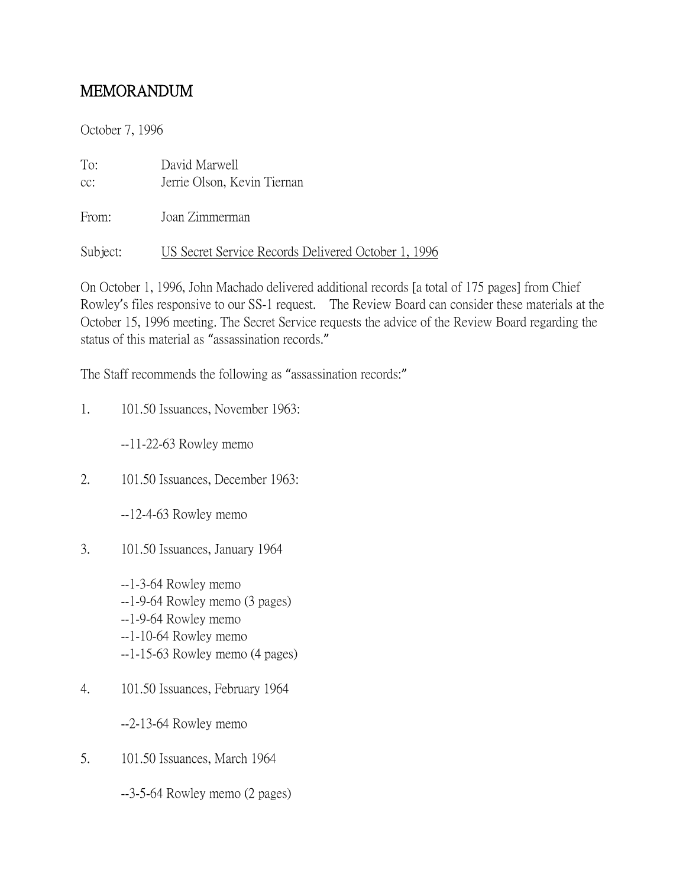# MEMORANDUM

October 7, 1996

To: David Marwell
cc: Jerrie Olson, Kevin Tiernan

From: Joan Zimmerman

Subject: <u>US Secret Service Records Delivered October 1, 1996</u>

On October 1, 1996, John Machado delivered additional records [a total of 175 pages] from Chief Rowley's files responsive to our SS-1 request. The Review Board can consider these materials at the October 15, 1996 meeting. The Secret Service requests the advice of the Review Board regarding the status of this material as "assassination records."

The Staff recommends the following as "assassination records:"

1. 101.50 Issuances, November 1963:

    --11-22-63 Rowley memo

2. 101.50 Issuances, December 1963:

    --12-4-63 Rowley memo

3. 101.50 Issuances, January 1964

    --1-3-64 Rowley memo
    --1-9-64 Rowley memo (3 pages)
    --1-9-64 Rowley memo
    --1-10-64 Rowley memo
    --1-15-63 Rowley memo (4 pages)

4. 101.50 Issuances, February 1964

    --2-13-64 Rowley memo

5. 101.50 Issuances, March 1964

    --3-5-64 Rowley memo (2 pages)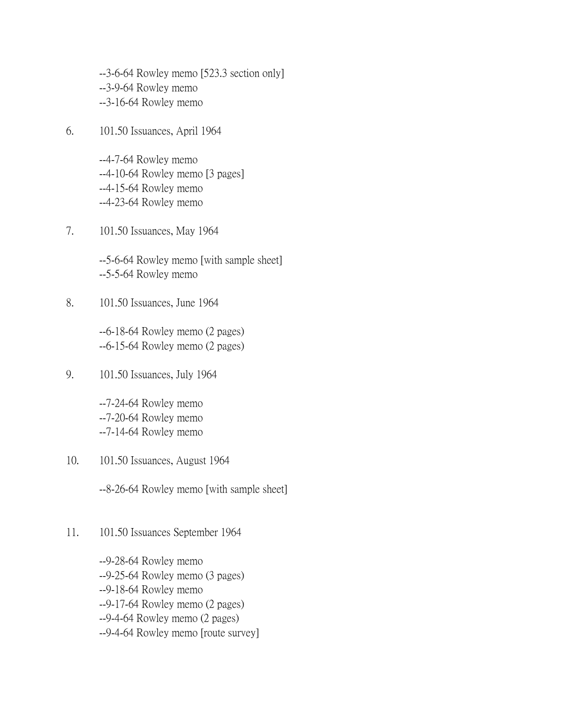--3-6-64 Rowley memo [523.3 section only]
--3-9-64 Rowley memo
--3-16-64 Rowley memo

6. 101.50 Issuances, April 1964

--4-7-64 Rowley memo
--4-10-64 Rowley memo [3 pages]
--4-15-64 Rowley memo
--4-23-64 Rowley memo

7. 101.50 Issuances, May 1964

--5-6-64 Rowley memo [with sample sheet]
--5-5-64 Rowley memo

8. 101.50 Issuances, June 1964

--6-18-64 Rowley memo (2 pages)
--6-15-64 Rowley memo (2 pages)

9. 101.50 Issuances, July 1964

--7-24-64 Rowley memo
--7-20-64 Rowley memo
--7-14-64 Rowley memo

10. 101.50 Issuances, August 1964

--8-26-64 Rowley memo [with sample sheet]

11. 101.50 Issuances September 1964

--9-28-64 Rowley memo
--9-25-64 Rowley memo (3 pages)
--9-18-64 Rowley memo
--9-17-64 Rowley memo (2 pages)
--9-4-64 Rowley memo (2 pages)
--9-4-64 Rowley memo [route survey]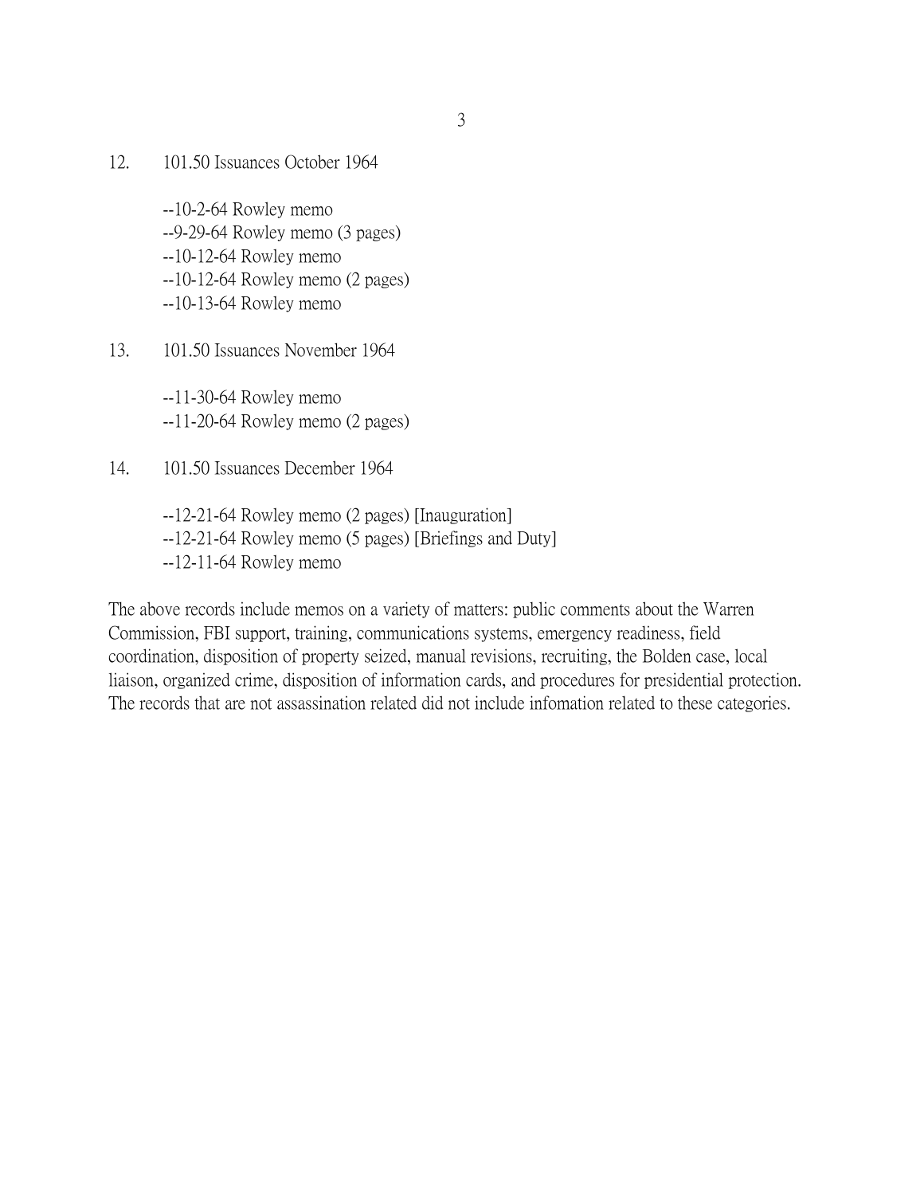12. 101.50 Issuances October 1964

    --10-2-64 Rowley memo
    --9-29-64 Rowley memo (3 pages)
    --10-12-64 Rowley memo
    --10-12-64 Rowley memo (2 pages)
    --10-13-64 Rowley memo

13. 101.50 Issuances November 1964

    --11-30-64 Rowley memo
    --11-20-64 Rowley memo (2 pages)

14. 101.50 Issuances December 1964

    --12-21-64 Rowley memo (2 pages) [Inauguration]
    --12-21-64 Rowley memo (5 pages) [Briefings and Duty]
    --12-11-64 Rowley memo

The above records include memos on a variety of matters: public comments about the Warren Commission, FBI support, training, communications systems, emergency readiness, field coordination, disposition of property seized, manual revisions, recruiting, the Bolden case, local liaison, organized crime, disposition of information cards, and procedures for presidential protection. The records that are not assassination related did not include infomation related to these categories.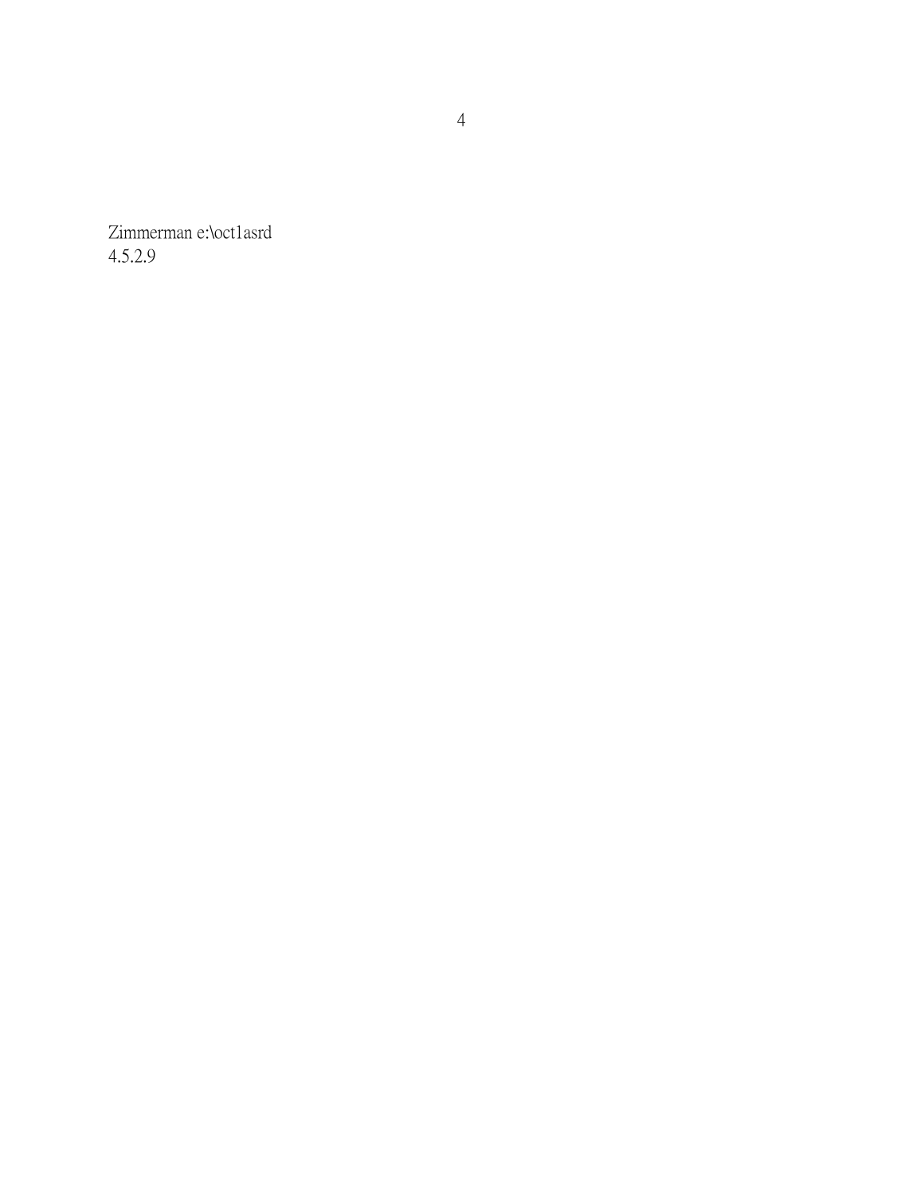Zimmerman e:\oct1asrd
4.5.2.9